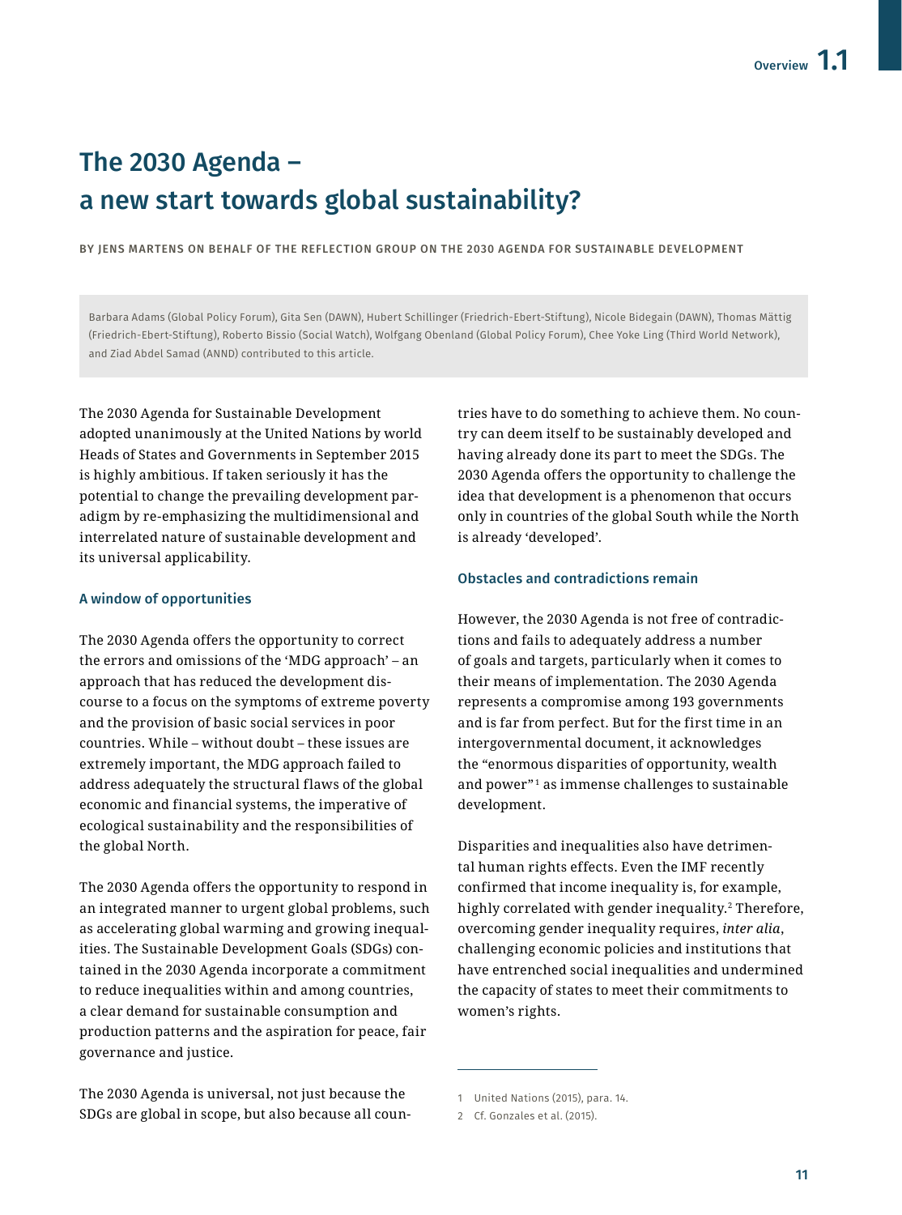# The 2030 Agenda – a new start towards global sustainability?

**BY JENS MARTENS ON BEHALF OF THE REFLECTION GROUP ON THE 2030 AGENDA FOR SUSTAINABLE DEVELOPMENT**

Barbara Adams (Global Policy Forum), Gita Sen (DAWN), Hubert Schillinger (Friedrich-Ebert-Stiftung), Nicole Bidegain (DAWN), Thomas Mättig (Friedrich-Ebert-Stiftung), Roberto Bissio (Social Watch), Wolfgang Obenland (Global Policy Forum), Chee Yoke Ling (Third World Network), and Ziad Abdel Samad (ANND) contributed to this article.

The 2030 Agenda for Sustainable Development adopted unanimously at the United Nations by world Heads of States and Governments in September 2015 is highly ambitious. If taken seriously it has the potential to change the prevailing development paradigm by re-emphasizing the multidimensional and interrelated nature of sustainable development and its universal applicability.

### A window of opportunities

The 2030 Agenda offers the opportunity to correct the errors and omissions of the 'MDG approach' – an approach that has reduced the development discourse to a focus on the symptoms of extreme poverty and the provision of basic social services in poor countries. While – without doubt – these issues are extremely important, the MDG approach failed to address adequately the structural flaws of the global economic and financial systems, the imperative of ecological sustainability and the responsibilities of the global North.

The 2030 Agenda offers the opportunity to respond in an integrated manner to urgent global problems, such as accelerating global warming and growing inequalities. The Sustainable Development Goals (SDGs) contained in the 2030 Agenda incorporate a commitment to reduce inequalities within and among countries, a clear demand for sustainable consumption and production patterns and the aspiration for peace, fair governance and justice.

The 2030 Agenda is universal, not just because the SDGs are global in scope, but also because all countries have to do something to achieve them. No country can deem itself to be sustainably developed and having already done its part to meet the SDGs. The 2030 Agenda offers the opportunity to challenge the idea that development is a phenomenon that occurs only in countries of the global South while the North is already 'developed'.

### Obstacles and contradictions remain

However, the 2030 Agenda is not free of contradictions and fails to adequately address a number of goals and targets, particularly when it comes to their means of implementation. The 2030 Agenda represents a compromise among 193 governments and is far from perfect. But for the first time in an intergovernmental document, it acknowledges the "enormous disparities of opportunity, wealth and power"[1] as immense challenges to sustainable development.

Disparities and inequalities also have detrimental human rights effects. Even the IMF recently confirmed that income inequality is, for example, highly correlated with gender inequality.[2] Therefore, overcoming gender inequality requires, *inter alia*, challenging economic policies and institutions that have entrenched social inequalities and undermined the capacity of states to meet their commitments to women's rights.

---

1 United Nations (2015), para. 14.

2 Cf. Gonzales et al. (2015).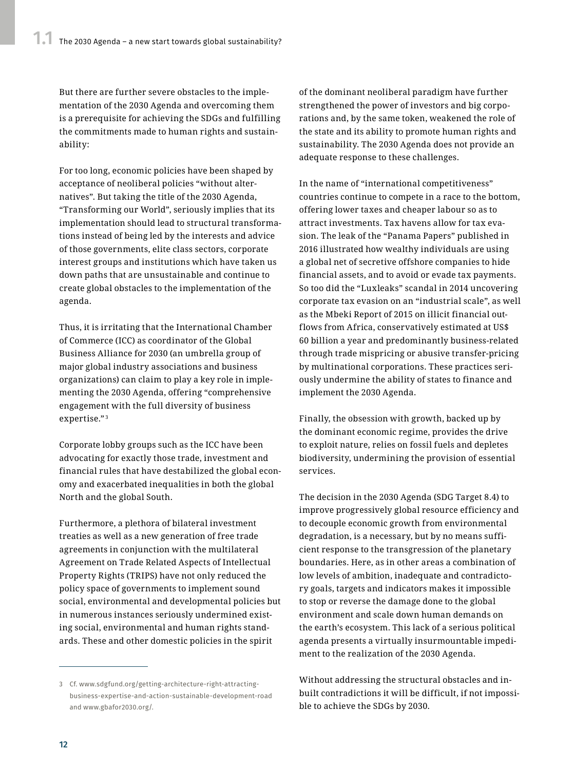But there are further severe obstacles to the implementation of the 2030 Agenda and overcoming them is a prerequisite for achieving the SDGs and fulfilling the commitments made to human rights and sustainability:

For too long, economic policies have been shaped by acceptance of neoliberal policies "without alternatives". But taking the title of the 2030 Agenda, "Transforming our World", seriously implies that its implementation should lead to structural transformations instead of being led by the interests and advice of those governments, elite class sectors, corporate interest groups and institutions which have taken us down paths that are unsustainable and continue to create global obstacles to the implementation of the agenda.

Thus, it is irritating that the International Chamber of Commerce (ICC) as coordinator of the Global Business Alliance for 2030 (an umbrella group of major global industry associations and business organizations) can claim to play a key role in implementing the 2030 Agenda, offering "comprehensive engagement with the full diversity of business expertise."[3]

Corporate lobby groups such as the ICC have been advocating for exactly those trade, investment and financial rules that have destabilized the global economy and exacerbated inequalities in both the global North and the global South.

Furthermore, a plethora of bilateral investment treaties as well as a new generation of free trade agreements in conjunction with the multilateral Agreement on Trade Related Aspects of Intellectual Property Rights (TRIPS) have not only reduced the policy space of governments to implement sound social, environmental and developmental policies but in numerous instances seriously undermined existing social, environmental and human rights standards. These and other domestic policies in the spirit of the dominant neoliberal paradigm have further strengthened the power of investors and big corporations and, by the same token, weakened the role of the state and its ability to promote human rights and sustainability. The 2030 Agenda does not provide an adequate response to these challenges.

In the name of "international competitiveness" countries continue to compete in a race to the bottom, offering lower taxes and cheaper labour so as to attract investments. Tax havens allow for tax evasion. The leak of the "Panama Papers" published in 2016 illustrated how wealthy individuals are using a global net of secretive offshore companies to hide financial assets, and to avoid or evade tax payments. So too did the "Luxleaks" scandal in 2014 uncovering corporate tax evasion on an "industrial scale", as well as the Mbeki Report of 2015 on illicit financial outflows from Africa, conservatively estimated at US$ 60 billion a year and predominantly business-related through trade mispricing or abusive transfer-pricing by multinational corporations. These practices seriously undermine the ability of states to finance and implement the 2030 Agenda.

Finally, the obsession with growth, backed up by the dominant economic regime, provides the drive to exploit nature, relies on fossil fuels and depletes biodiversity, undermining the provision of essential services.

The decision in the 2030 Agenda (SDG Target 8.4) to improve progressively global resource efficiency and to decouple economic growth from environmental degradation, is a necessary, but by no means sufficient response to the transgression of the planetary boundaries. Here, as in other areas a combination of low levels of ambition, inadequate and contradictory goals, targets and indicators makes it impossible to stop or reverse the damage done to the global environment and scale down human demands on the earth's ecosystem. This lack of a serious political agenda presents a virtually insurmountable impediment to the realization of the 2030 Agenda.

Without addressing the structural obstacles and inbuilt contradictions it will be difficult, if not impossible to achieve the SDGs by 2030.

---

3 Cf. www.sdgfund.org/getting-architecture-right-attracting-business-expertise-and-action-sustainable-development-road and www.gbafor2030.org/.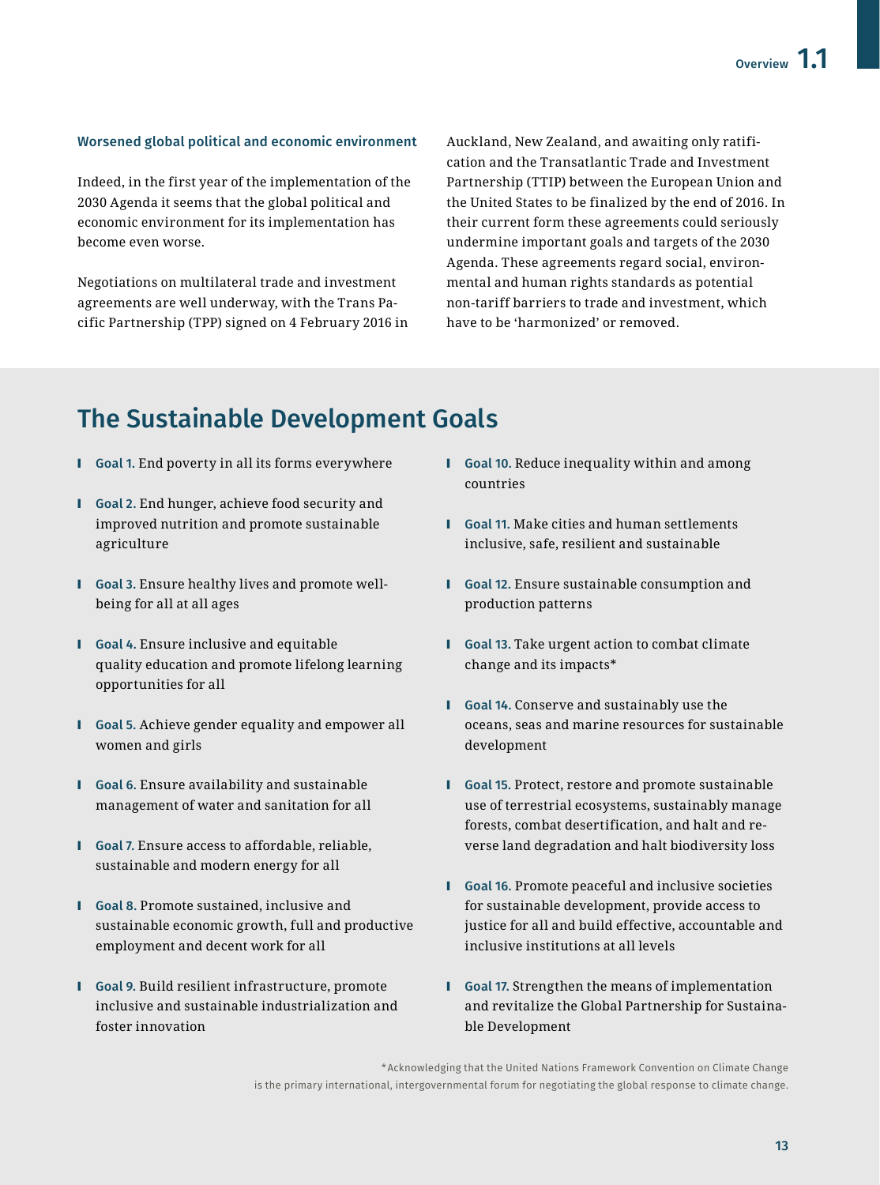### Worsened global political and economic environment

Indeed, in the first year of the implementation of the 2030 Agenda it seems that the global political and economic environment for its implementation has become even worse.

Negotiations on multilateral trade and investment agreements are well underway, with the Trans Pacific Partnership (TPP) signed on 4 February 2016 in Auckland, New Zealand, and awaiting only ratification and the Transatlantic Trade and Investment Partnership (TTIP) between the European Union and the United States to be finalized by the end of 2016. In their current form these agreements could seriously undermine important goals and targets of the 2030 Agenda. These agreements regard social, environmental and human rights standards as potential non-tariff barriers to trade and investment, which have to be 'harmonized' or removed.

## The Sustainable Development Goals

- **Goal 1.** End poverty in all its forms everywhere
- **Goal 2.** End hunger, achieve food security and improved nutrition and promote sustainable agriculture
- **Goal 3.** Ensure healthy lives and promote well-being for all at all ages
- **Goal 4.** Ensure inclusive and equitable quality education and promote lifelong learning opportunities for all
- **Goal 5.** Achieve gender equality and empower all women and girls
- **Goal 6.** Ensure availability and sustainable management of water and sanitation for all
- **Goal 7.** Ensure access to affordable, reliable, sustainable and modern energy for all
- **Goal 8.** Promote sustained, inclusive and sustainable economic growth, full and productive employment and decent work for all
- **Goal 9.** Build resilient infrastructure, promote inclusive and sustainable industrialization and foster innovation
- **Goal 10.** Reduce inequality within and among countries
- **Goal 11.** Make cities and human settlements inclusive, safe, resilient and sustainable
- **Goal 12.** Ensure sustainable consumption and production patterns
- **Goal 13.** Take urgent action to combat climate change and its impacts*
- **Goal 14.** Conserve and sustainably use the oceans, seas and marine resources for sustainable development
- **Goal 15.** Protect, restore and promote sustainable use of terrestrial ecosystems, sustainably manage forests, combat desertification, and halt and reverse land degradation and halt biodiversity loss
- **Goal 16.** Promote peaceful and inclusive societies for sustainable development, provide access to justice for all and build effective, accountable and inclusive institutions at all levels
- **Goal 17.** Strengthen the means of implementation and revitalize the Global Partnership for Sustainable Development

*Acknowledging that the United Nations Framework Convention on Climate Change is the primary international, intergovernmental forum for negotiating the global response to climate change.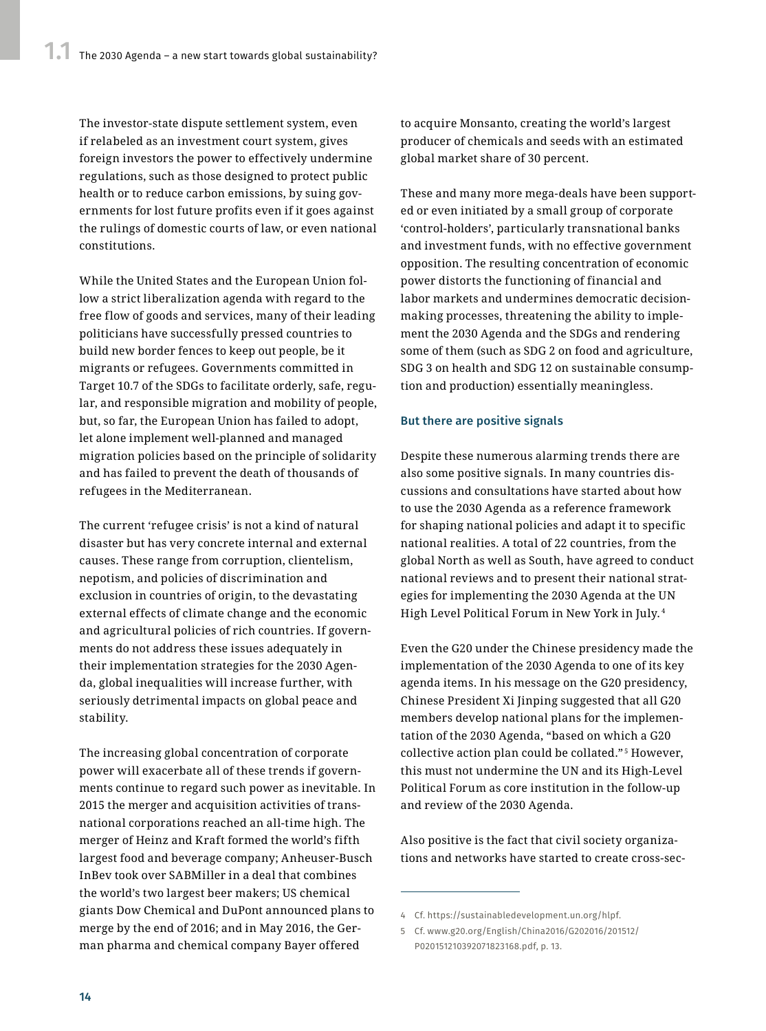The investor-state dispute settlement system, even if relabeled as an investment court system, gives foreign investors the power to effectively undermine regulations, such as those designed to protect public health or to reduce carbon emissions, by suing governments for lost future profits even if it goes against the rulings of domestic courts of law, or even national constitutions.

While the United States and the European Union follow a strict liberalization agenda with regard to the free flow of goods and services, many of their leading politicians have successfully pressed countries to build new border fences to keep out people, be it migrants or refugees. Governments committed in Target 10.7 of the SDGs to facilitate orderly, safe, regular, and responsible migration and mobility of people, but, so far, the European Union has failed to adopt, let alone implement well-planned and managed migration policies based on the principle of solidarity and has failed to prevent the death of thousands of refugees in the Mediterranean.

The current 'refugee crisis' is not a kind of natural disaster but has very concrete internal and external causes. These range from corruption, clientelism, nepotism, and policies of discrimination and exclusion in countries of origin, to the devastating external effects of climate change and the economic and agricultural policies of rich countries. If governments do not address these issues adequately in their implementation strategies for the 2030 Agenda, global inequalities will increase further, with seriously detrimental impacts on global peace and stability.

The increasing global concentration of corporate power will exacerbate all of these trends if governments continue to regard such power as inevitable. In 2015 the merger and acquisition activities of transnational corporations reached an all-time high. The merger of Heinz and Kraft formed the world's fifth largest food and beverage company; Anheuser-Busch InBev took over SABMiller in a deal that combines the world's two largest beer makers; US chemical giants Dow Chemical and DuPont announced plans to merge by the end of 2016; and in May 2016, the German pharma and chemical company Bayer offered to acquire Monsanto, creating the world's largest producer of chemicals and seeds with an estimated global market share of 30 percent.

These and many more mega-deals have been supported or even initiated by a small group of corporate 'control-holders', particularly transnational banks and investment funds, with no effective government opposition. The resulting concentration of economic power distorts the functioning of financial and labor markets and undermines democratic decision-making processes, threatening the ability to implement the 2030 Agenda and the SDGs and rendering some of them (such as SDG 2 on food and agriculture, SDG 3 on health and SDG 12 on sustainable consumption and production) essentially meaningless.

### But there are positive signals

Despite these numerous alarming trends there are also some positive signals. In many countries discussions and consultations have started about how to use the 2030 Agenda as a reference framework for shaping national policies and adapt it to specific national realities. A total of 22 countries, from the global North as well as South, have agreed to conduct national reviews and to present their national strategies for implementing the 2030 Agenda at the UN High Level Political Forum in New York in July.[4]

Even the G20 under the Chinese presidency made the implementation of the 2030 Agenda to one of its key agenda items. In his message on the G20 presidency, Chinese President Xi Jinping suggested that all G20 members develop national plans for the implementation of the 2030 Agenda, "based on which a G20 collective action plan could be collated."[5] However, this must not undermine the UN and its High-Level Political Forum as core institution in the follow-up and review of the 2030 Agenda.

Also positive is the fact that civil society organizations and networks have started to create cross-sec-

---

4 Cf. https://sustainabledevelopment.un.org/hlpf.

5 Cf. www.g20.org/English/China2016/G202016/201512/P020151210392071823168.pdf, p. 13.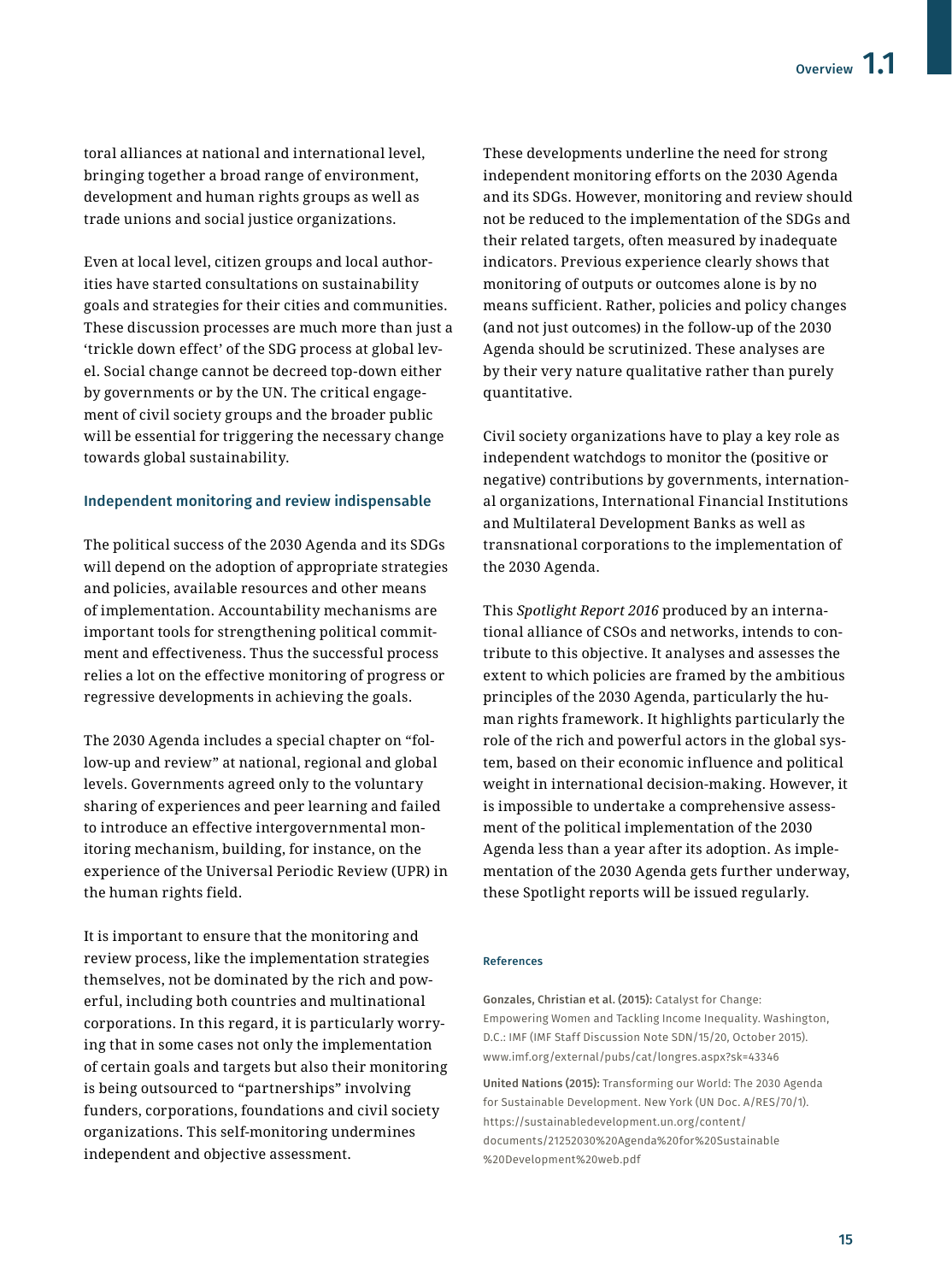toral alliances at national and international level, bringing together a broad range of environment, development and human rights groups as well as trade unions and social justice organizations.

Even at local level, citizen groups and local authorities have started consultations on sustainability goals and strategies for their cities and communities. These discussion processes are much more than just a 'trickle down effect' of the SDG process at global level. Social change cannot be decreed top-down either by governments or by the UN. The critical engagement of civil society groups and the broader public will be essential for triggering the necessary change towards global sustainability.

### Independent monitoring and review indispensable

The political success of the 2030 Agenda and its SDGs will depend on the adoption of appropriate strategies and policies, available resources and other means of implementation. Accountability mechanisms are important tools for strengthening political commitment and effectiveness. Thus the successful process relies a lot on the effective monitoring of progress or regressive developments in achieving the goals.

The 2030 Agenda includes a special chapter on "follow-up and review" at national, regional and global levels. Governments agreed only to the voluntary sharing of experiences and peer learning and failed to introduce an effective intergovernmental monitoring mechanism, building, for instance, on the experience of the Universal Periodic Review (UPR) in the human rights field.

It is important to ensure that the monitoring and review process, like the implementation strategies themselves, not be dominated by the rich and powerful, including both countries and multinational corporations. In this regard, it is particularly worrying that in some cases not only the implementation of certain goals and targets but also their monitoring is being outsourced to "partnerships" involving funders, corporations, foundations and civil society organizations. This self-monitoring undermines independent and objective assessment.

These developments underline the need for strong independent monitoring efforts on the 2030 Agenda and its SDGs. However, monitoring and review should not be reduced to the implementation of the SDGs and their related targets, often measured by inadequate indicators. Previous experience clearly shows that monitoring of outputs or outcomes alone is by no means sufficient. Rather, policies and policy changes (and not just outcomes) in the follow-up of the 2030 Agenda should be scrutinized. These analyses are by their very nature qualitative rather than purely quantitative.

Civil society organizations have to play a key role as independent watchdogs to monitor the (positive or negative) contributions by governments, international organizations, International Financial Institutions and Multilateral Development Banks as well as transnational corporations to the implementation of the 2030 Agenda.

This *Spotlight Report 2016* produced by an international alliance of CSOs and networks, intends to contribute to this objective. It analyses and assesses the extent to which policies are framed by the ambitious principles of the 2030 Agenda, particularly the human rights framework. It highlights particularly the role of the rich and powerful actors in the global system, based on their economic influence and political weight in international decision-making. However, it is impossible to undertake a comprehensive assessment of the political implementation of the 2030 Agenda less than a year after its adoption. As implementation of the 2030 Agenda gets further underway, these Spotlight reports will be issued regularly.

#### References

**Gonzales, Christian et al. (2015):** Catalyst for Change: Empowering Women and Tackling Income Inequality. Washington, D.C.: IMF (IMF Staff Discussion Note SDN/15/20, October 2015). www.imf.org/external/pubs/cat/longres.aspx?sk=43346

**United Nations (2015):** Transforming our World: The 2030 Agenda for Sustainable Development. New York (UN Doc. A/RES/70/1). https://sustainabledevelopment.un.org/content/documents/21252030%20Agenda%20for%20Sustainable%20Development%20web.pdf